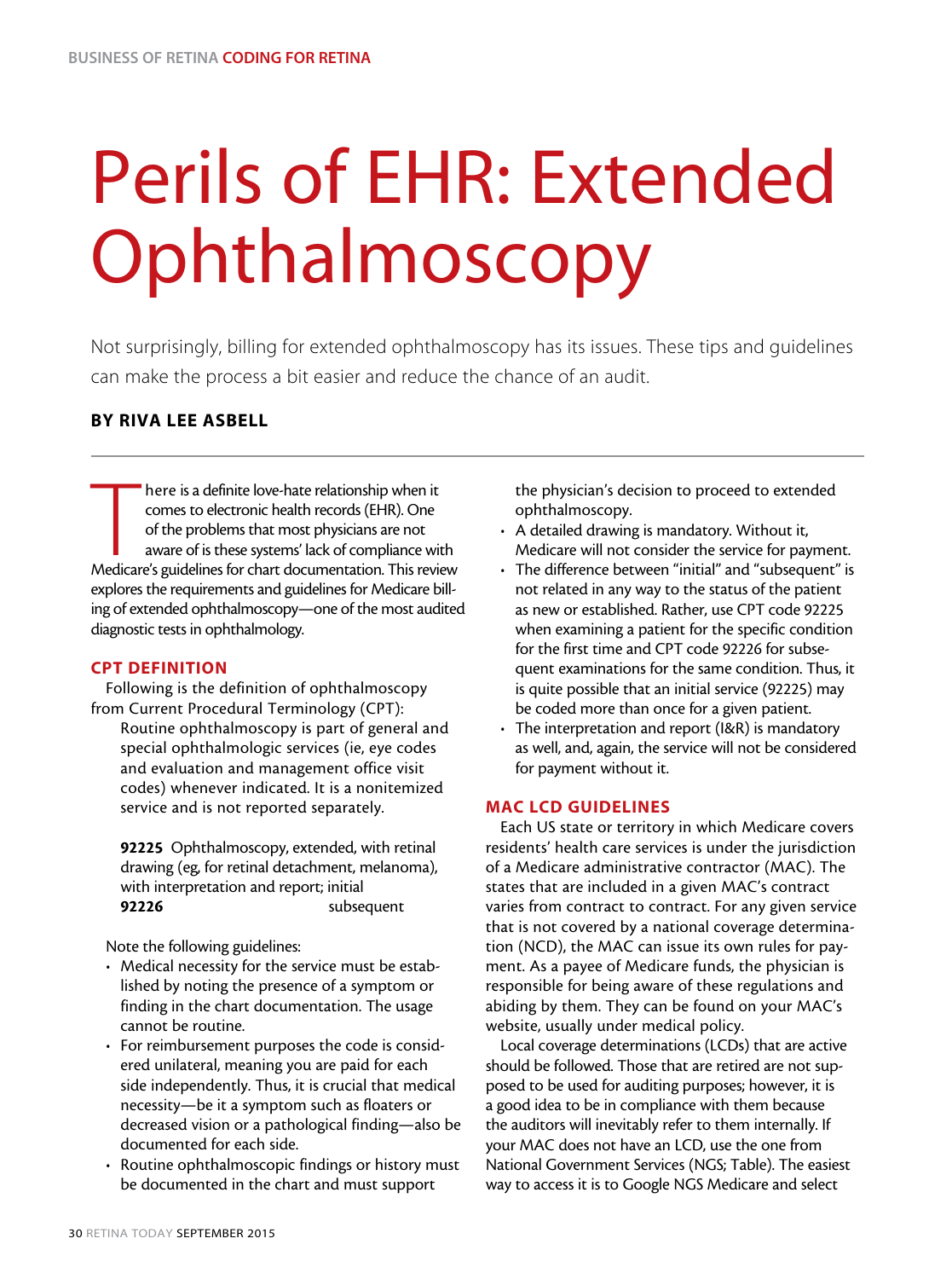# Perils of EHR: Extended Ophthalmoscopy

Not surprisingly, billing for extended ophthalmoscopy has its issues. These tips and guidelines can make the process a bit easier and reduce the chance of an audit.

**BY RIVA LEE ASBELL**

There is a definite love-hate relationship when it comes to electronic health records (EHR). One of the problems that most physicians are not aware of is these systems' lack of compliance with Medicare's guidelines for chart documentation. This review explores the requirements and guidelines for Medicare billing of extended ophthalmoscopy—one of the most audited diagnostic tests in ophthalmology.

## CPT DEFINITION

Following is the definition of ophthalmoscopy from Current Procedural Terminology (CPT):

> Routine ophthalmoscopy is part of general and special ophthalmologic services (ie, eye codes and evaluation and management office visit codes) whenever indicated. It is a nonitemized service and is not reported separately.
>
> **92225** Ophthalmoscopy, extended, with retinal drawing (eg, for retinal detachment, melanoma), with interpretation and report; initial
> **92226** subsequent

Note the following guidelines:

- Medical necessity for the service must be established by noting the presence of a symptom or finding in the chart documentation. The usage cannot be routine.
- For reimbursement purposes the code is considered unilateral, meaning you are paid for each side independently. Thus, it is crucial that medical necessity—be it a symptom such as floaters or decreased vision or a pathological finding—also be documented for each side.
- Routine ophthalmoscopic findings or history must be documented in the chart and must support the physician's decision to proceed to extended ophthalmoscopy.
- A detailed drawing is mandatory. Without it, Medicare will not consider the service for payment.
- The difference between "initial" and "subsequent" is not related in any way to the status of the patient as new or established. Rather, use CPT code 92225 when examining a patient for the specific condition for the first time and CPT code 92226 for subsequent examinations for the same condition. Thus, it is quite possible that an initial service (92225) may be coded more than once for a given patient.
- The interpretation and report (I&R) is mandatory as well, and, again, the service will not be considered for payment without it.

## MAC LCD GUIDELINES

Each US state or territory in which Medicare covers residents' health care services is under the jurisdiction of a Medicare administrative contractor (MAC). The states that are included in a given MAC's contract varies from contract to contract. For any given service that is not covered by a national coverage determination (NCD), the MAC can issue its own rules for payment. As a payee of Medicare funds, the physician is responsible for being aware of these regulations and abiding by them. They can be found on your MAC's website, usually under medical policy.

Local coverage determinations (LCDs) that are active should be followed. Those that are retired are not supposed to be used for auditing purposes; however, it is a good idea to be in compliance with them because the auditors will inevitably refer to them internally. If your MAC does not have an LCD, use the one from National Government Services (NGS; Table). The easiest way to access it is to Google NGS Medicare and select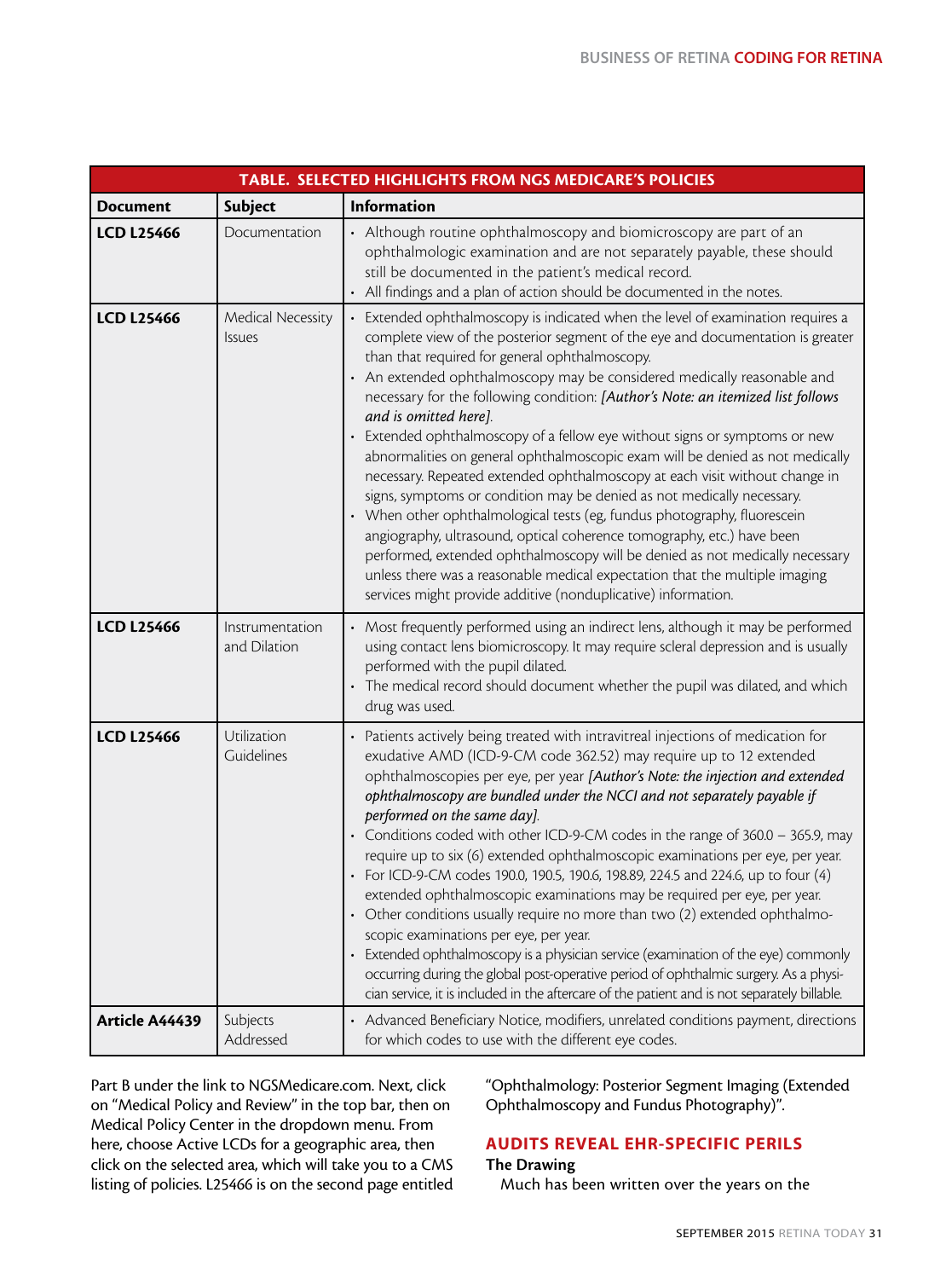**TABLE. SELECTED HIGHLIGHTS FROM NGS MEDICARE'S POLICIES**

| Document | Subject | Information |
|---|---|---|
| **LCD L25466** | Documentation | • Although routine ophthalmoscopy and biomicroscopy are part of an ophthalmologic examination and are not separately payable, these should still be documented in the patient's medical record.<br>• All findings and a plan of action should be documented in the notes. |
| **LCD L25466** | Medical Necessity Issues | • Extended ophthalmoscopy is indicated when the level of examination requires a complete view of the posterior segment of the eye and documentation is greater than that required for general ophthalmoscopy.<br>• An extended ophthalmoscopy may be considered medically reasonable and necessary for the following condition: ***[Author's Note: an itemized list follows and is omitted here]***.<br>• Extended ophthalmoscopy of a fellow eye without signs or symptoms or new abnormalities on general ophthalmoscopic exam will be denied as not medically necessary. Repeated extended ophthalmoscopy at each visit without change in signs, symptoms or condition may be denied as not medically necessary.<br>• When other ophthalmological tests (eg, fundus photography, fluorescein angiography, ultrasound, optical coherence tomography, etc.) have been performed, extended ophthalmoscopy will be denied as not medically necessary unless there was a reasonable medical expectation that the multiple imaging services might provide additive (nonduplicative) information. |
| **LCD L25466** | Instrumentation and Dilation | • Most frequently performed using an indirect lens, although it may be performed using contact lens biomicroscopy. It may require scleral depression and is usually performed with the pupil dilated.<br>• The medical record should document whether the pupil was dilated, and which drug was used. |
| **LCD L25466** | Utilization Guidelines | • Patients actively being treated with intravitreal injections of medication for exudative AMD (ICD-9-CM code 362.52) may require up to 12 extended ophthalmoscopies per eye, per year ***[Author's Note: the injection and extended ophthalmoscopy are bundled under the NCCI and not separately payable if performed on the same day]***.<br>• Conditions coded with other ICD-9-CM codes in the range of 360.0 – 365.9, may require up to six (6) extended ophthalmoscopic examinations per eye, per year.<br>• For ICD-9-CM codes 190.0, 190.5, 190.6, 198.89, 224.5 and 224.6, up to four (4) extended ophthalmoscopic examinations may be required per eye, per year.<br>• Other conditions usually require no more than two (2) extended ophthalmoscopic examinations per eye, per year.<br>• Extended ophthalmoscopy is a physician service (examination of the eye) commonly occurring during the global post-operative period of ophthalmic surgery. As a physician service, it is included in the aftercare of the patient and is not separately billable. |
| **Article A44439** | Subjects Addressed | • Advanced Beneficiary Notice, modifiers, unrelated conditions payment, directions for which codes to use with the different eye codes. |

Part B under the link to NGSMedicare.com. Next, click on "Medical Policy and Review" in the top bar, then on Medical Policy Center in the dropdown menu. From here, choose Active LCDs for a geographic area, then click on the selected area, which will take you to a CMS listing of policies. L25466 is on the second page entitled "Ophthalmology: Posterior Segment Imaging (Extended Ophthalmoscopy and Fundus Photography)".

## AUDITS REVEAL EHR-SPECIFIC PERILS

### The Drawing

Much has been written over the years on the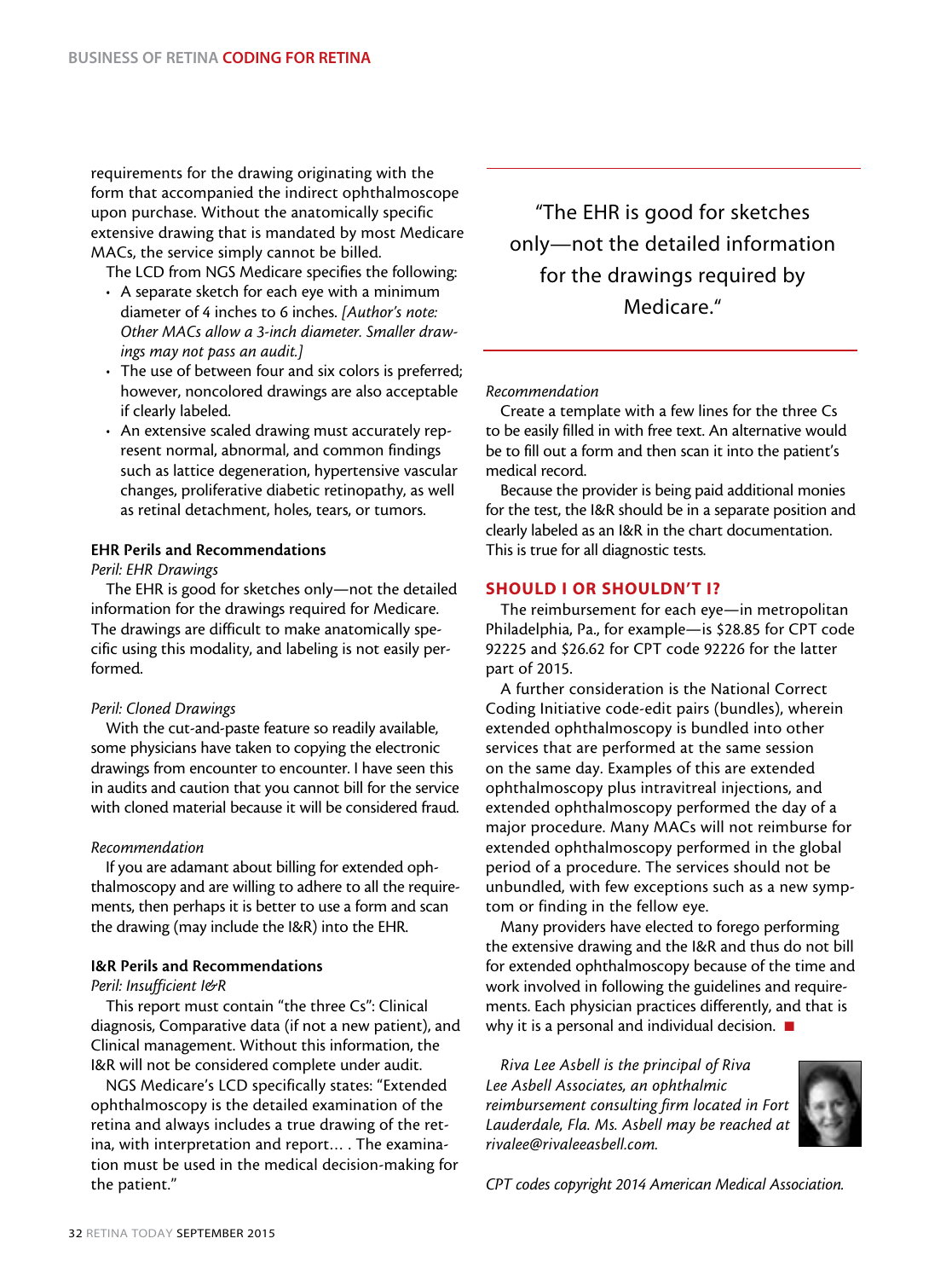requirements for the drawing originating with the form that accompanied the indirect ophthalmoscope upon purchase. Without the anatomically specific extensive drawing that is mandated by most Medicare MACs, the service simply cannot be billed.

The LCD from NGS Medicare specifies the following:

- A separate sketch for each eye with a minimum diameter of 4 inches to 6 inches. *[Author's note: Other MACs allow a 3-inch diameter. Smaller drawings may not pass an audit.]*
- The use of between four and six colors is preferred; however, noncolored drawings are also acceptable if clearly labeled.
- An extensive scaled drawing must accurately represent normal, abnormal, and common findings such as lattice degeneration, hypertensive vascular changes, proliferative diabetic retinopathy, as well as retinal detachment, holes, tears, or tumors.

**EHR Perils and Recommendations**

*Peril: EHR Drawings*

The EHR is good for sketches only—not the detailed information for the drawings required for Medicare. The drawings are difficult to make anatomically specific using this modality, and labeling is not easily performed.

*Peril: Cloned Drawings*

With the cut-and-paste feature so readily available, some physicians have taken to copying the electronic drawings from encounter to encounter. I have seen this in audits and caution that you cannot bill for the service with cloned material because it will be considered fraud.

*Recommendation*

If you are adamant about billing for extended ophthalmoscopy and are willing to adhere to all the requirements, then perhaps it is better to use a form and scan the drawing (may include the I&R) into the EHR.

**I&R Perils and Recommendations**

*Peril: Insufficient I&R*

This report must contain "the three Cs": Clinical diagnosis, Comparative data (if not a new patient), and Clinical management. Without this information, the I&R will not be considered complete under audit.

NGS Medicare's LCD specifically states: "Extended ophthalmoscopy is the detailed examination of the retina and always includes a true drawing of the retina, with interpretation and report… . The examination must be used in the medical decision-making for the patient."

"The EHR is good for sketches only—not the detailed information for the drawings required by Medicare."

*Recommendation*

Create a template with a few lines for the three Cs to be easily filled in with free text. An alternative would be to fill out a form and then scan it into the patient's medical record.

Because the provider is being paid additional monies for the test, the I&R should be in a separate position and clearly labeled as an I&R in the chart documentation. This is true for all diagnostic tests.

## SHOULD I OR SHOULDN'T I?

The reimbursement for each eye—in metropolitan Philadelphia, Pa., for example—is $28.85 for CPT code 92225 and $26.62 for CPT code 92226 for the latter part of 2015.

A further consideration is the National Correct Coding Initiative code-edit pairs (bundles), wherein extended ophthalmoscopy is bundled into other services that are performed at the same session on the same day. Examples of this are extended ophthalmoscopy plus intravitreal injections, and extended ophthalmoscopy performed the day of a major procedure. Many MACs will not reimburse for extended ophthalmoscopy performed in the global period of a procedure. The services should not be unbundled, with few exceptions such as a new symptom or finding in the fellow eye.

Many providers have elected to forego performing the extensive drawing and the I&R and thus do not bill for extended ophthalmoscopy because of the time and work involved in following the guidelines and requirements. Each physician practices differently, and that is why it is a personal and individual decision. ■

*Riva Lee Asbell is the principal of Riva Lee Asbell Associates, an ophthalmic reimbursement consulting firm located in Fort Lauderdale, Fla. Ms. Asbell may be reached at rivalee@rivaleeasbell.com.*

*CPT codes copyright 2014 American Medical Association.*